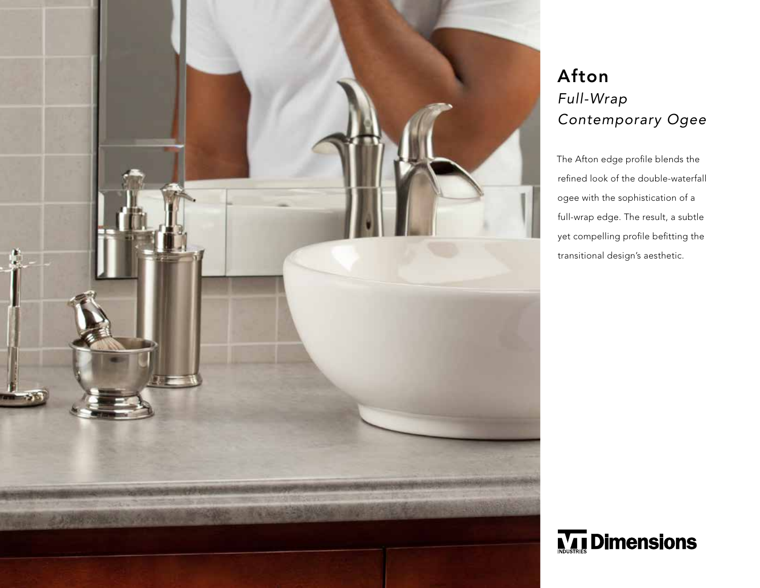# Afton

## *Full-Wrap Contemporary Ogee*

The Afton edge profile blends the refined look of the double-waterfall ogee with the sophistication of a full-wrap edge. The result, a subtle yet compelling profile befitting the transitional design's aesthetic.

VT INDUSTRIES **Dimensions**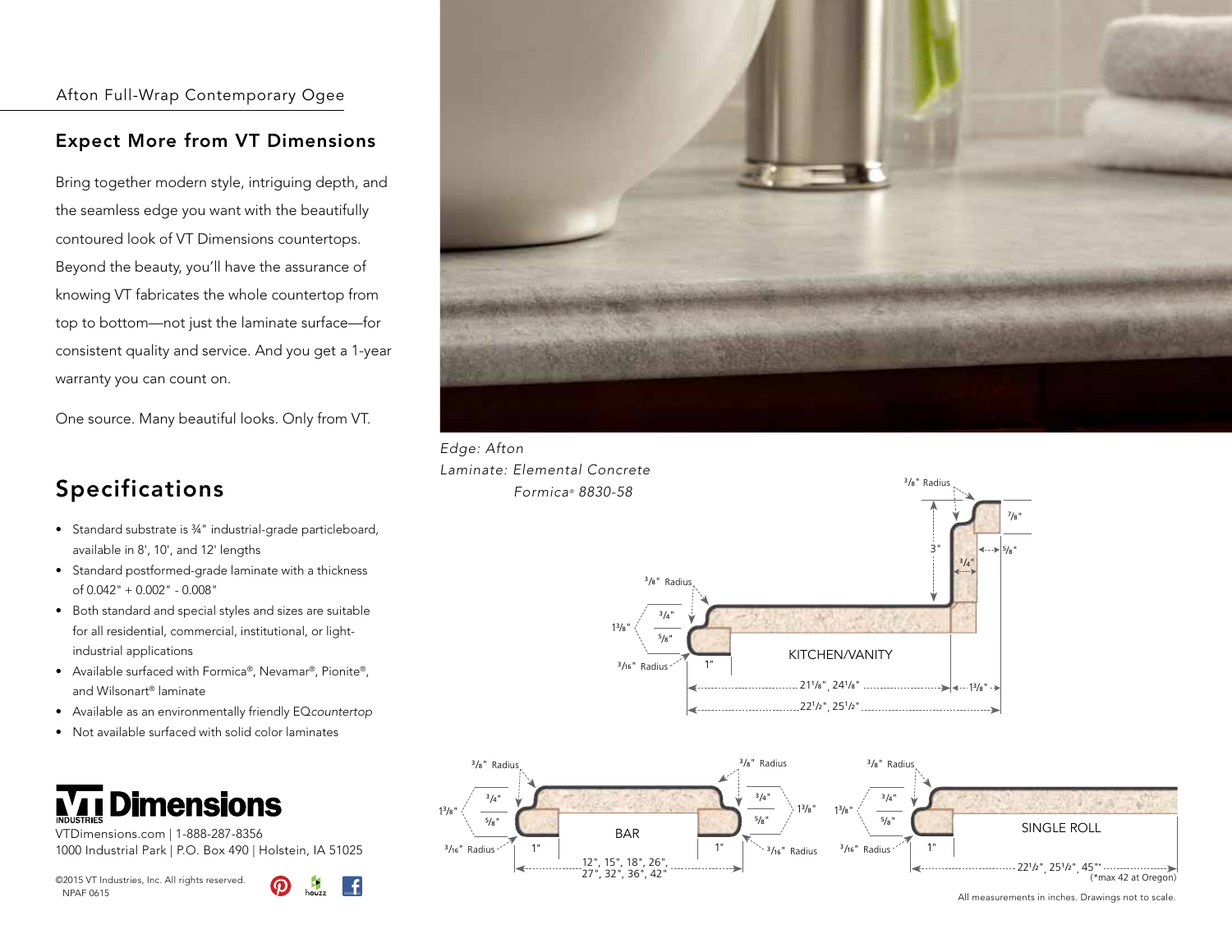Afton Full-Wrap Contemporary Ogee

## Expect More from VT Dimensions

Bring together modern style, intriguing depth, and the seamless edge you want with the beautifully contoured look of VT Dimensions countertops. Beyond the beauty, you'll have the assurance of knowing VT fabricates the whole countertop from top to bottom—not just the laminate surface—for consistent quality and service. And you get a 1-year warranty you can count on.

One source. Many beautiful looks. Only from VT.

*Edge: Afton*
*Laminate: Elemental Concrete*
*Formica® 8830-58*

## Specifications

- Standard substrate is ¾" industrial-grade particleboard, available in 8', 10', and 12' lengths
- Standard postformed-grade laminate with a thickness of 0.042" + 0.002" - 0.008"
- Both standard and special styles and sizes are suitable for all residential, commercial, institutional, or light-industrial applications
- Available surfaced with Formica®, Nevamar®, Pionite®, and Wilsonart® laminate
- Available as an environmentally friendly EQ*countertop*
- Not available surfaced with solid color laminates

KITCHEN/VANITY
3/8" Radius
3"
7/8"
5/8"
3/4"
3/8" Radius
1 3/8"
3/4"
5/8"
3/16" Radius
1"
21 1/8", 24 1/8"
1 3/8"
22 1/2", 25 1/2"

BAR
3/8" Radius
1 3/8"
3/4"
5/8"
3/16" Radius
1"
12", 15", 18", 26", 27", 32", 36", 42"
3/8" Radius
3/4"
5/8"
1 3/8"
1"
3/16" Radius

SINGLE ROLL
3/8" Radius
1 3/8"
3/4"
5/8"
3/16" Radius
1"
22 1/2", 25 1/2", 45"*
(*max 42 at Oregon)

All measurements in inches. Drawings not to scale.

VT Dimensions

VTDimensions.com | 1-888-287-8356
1000 Industrial Park | P.O. Box 490 | Holstein, IA 51025

©2015 VT Industries, Inc. All rights reserved.
NPAF 0615